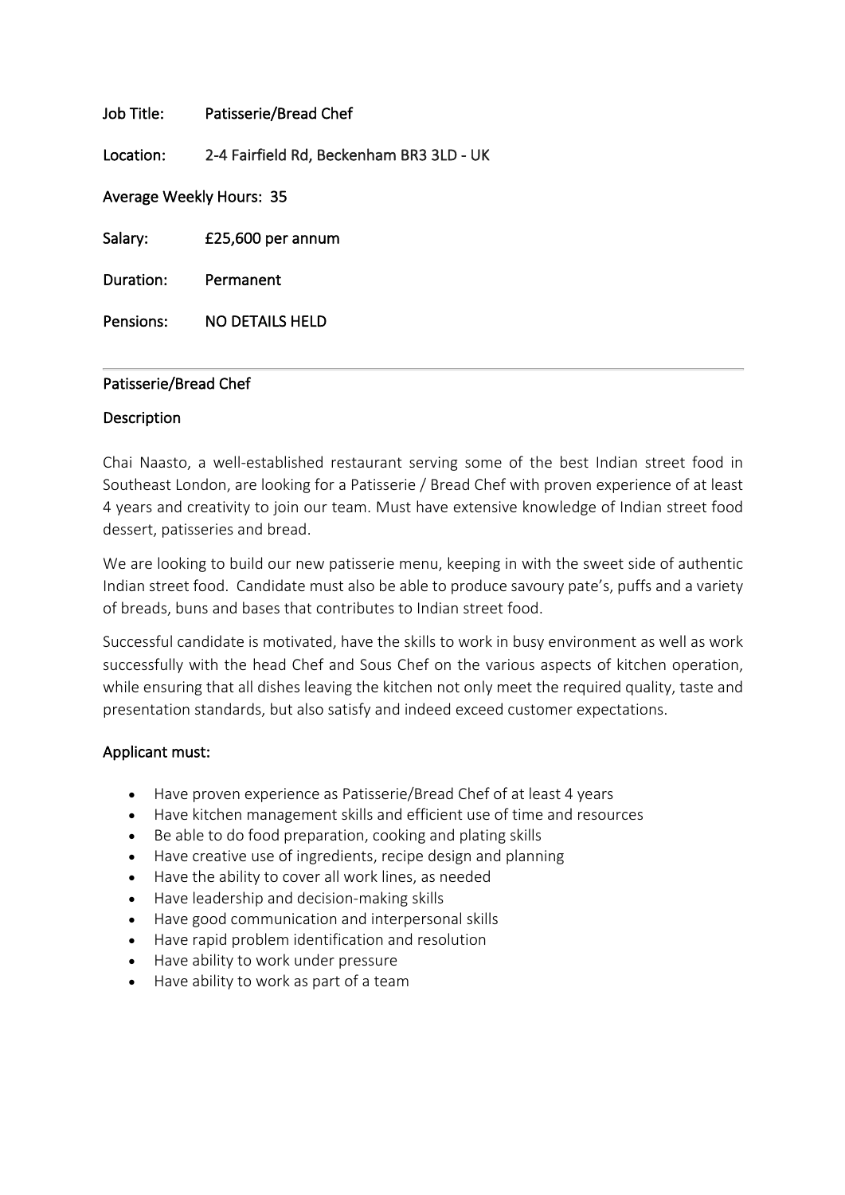**Job Title:** Patisserie/Bread Chef

**Location:** 2-4 Fairfield Rd, Beckenham BR3 3LD - UK

**Average Weekly Hours:** 35

**Salary:** £25,600 per annum

**Duration:** Permanent

**Pensions:** NO DETAILS HELD

---

## Patisserie/Bread Chef

### Description

Chai Naasto, a well-established restaurant serving some of the best Indian street food in Southeast London, are looking for a Patisserie / Bread Chef with proven experience of at least 4 years and creativity to join our team. Must have extensive knowledge of Indian street food dessert, patisseries and bread.

We are looking to build our new patisserie menu, keeping in with the sweet side of authentic Indian street food. Candidate must also be able to produce savoury pate's, puffs and a variety of breads, buns and bases that contributes to Indian street food.

Successful candidate is motivated, have the skills to work in busy environment as well as work successfully with the head Chef and Sous Chef on the various aspects of kitchen operation, while ensuring that all dishes leaving the kitchen not only meet the required quality, taste and presentation standards, but also satisfy and indeed exceed customer expectations.

### Applicant must:

- Have proven experience as Patisserie/Bread Chef of at least 4 years
- Have kitchen management skills and efficient use of time and resources
- Be able to do food preparation, cooking and plating skills
- Have creative use of ingredients, recipe design and planning
- Have the ability to cover all work lines, as needed
- Have leadership and decision-making skills
- Have good communication and interpersonal skills
- Have rapid problem identification and resolution
- Have ability to work under pressure
- Have ability to work as part of a team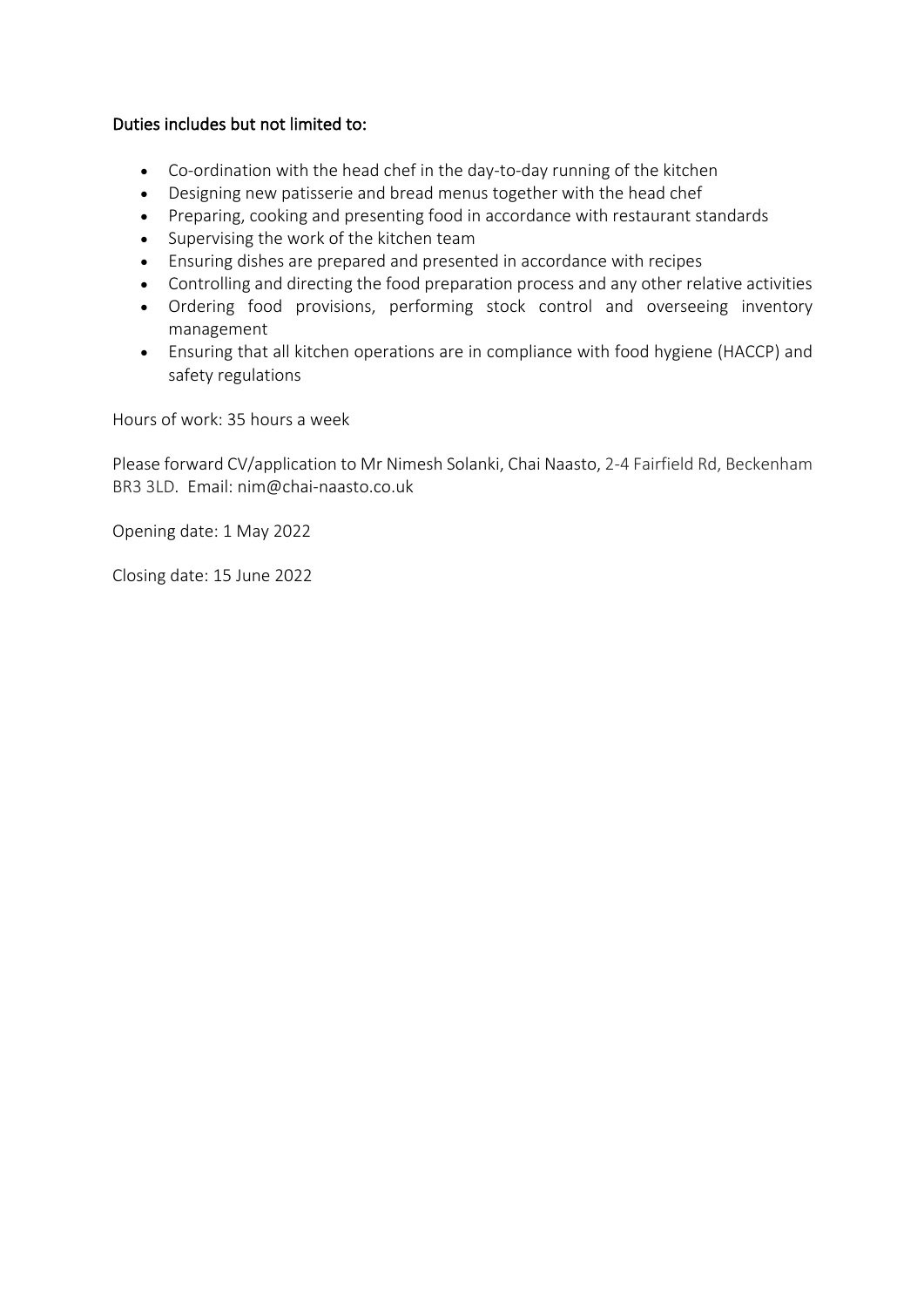Duties includes but not limited to:

- Co-ordination with the head chef in the day-to-day running of the kitchen
- Designing new patisserie and bread menus together with the head chef
- Preparing, cooking and presenting food in accordance with restaurant standards
- Supervising the work of the kitchen team
- Ensuring dishes are prepared and presented in accordance with recipes
- Controlling and directing the food preparation process and any other relative activities
- Ordering food provisions, performing stock control and overseeing inventory management
- Ensuring that all kitchen operations are in compliance with food hygiene (HACCP) and safety regulations

Hours of work: 35 hours a week

Please forward CV/application to Mr Nimesh Solanki, Chai Naasto, 2-4 Fairfield Rd, Beckenham BR3 3LD. Email: nim@chai-naasto.co.uk

Opening date: 1 May 2022

Closing date: 15 June 2022